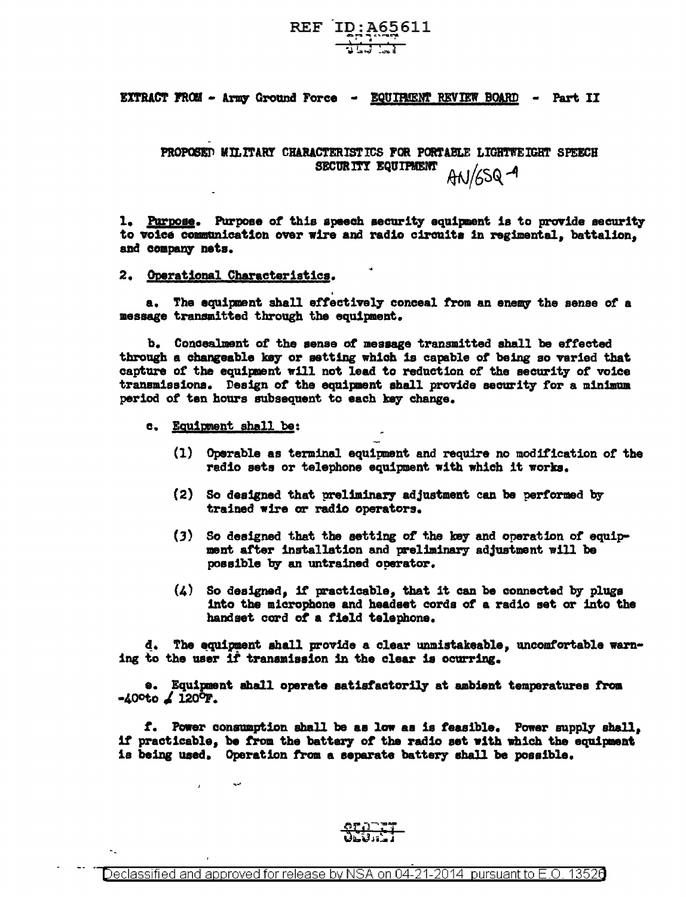EXTRACT FROM - Army Ground Force - EQUIPMENT REVIEW BOARD - Part II

PROPOSED MILITARY CHARACTERISTICS FOR PORTABLE LIGHTWEIGHT SPEECH SECURITY EQUIPMENT AN/GSQ-1

1. Purpose. Purpose of this speech security equipment is to provide security to voice communication over wire and radio circuits in regimental, battalion, and company nets.

2. Operational Characteristics.

a. The equipment shall effectively conceal from an enemy the sense of a message transmitted through the equipment.

b. Concealment of the sense of message transmitted shall be effected through a changeable key or setting which is capable of being so varied that capture of the equipment will not lead to reduction of the security of voice transmissions. Design of the equipment shall provide security for a minimum period of ten hours subsequent to each key change.

c. Equipment shall be:

(1) Operable as terminal equipment and require no modification of the radio sets or telephone equipment with which it works.

(2) So designed that preliminary adjustment can be performed by trained wire or radio operators.

(3) So designed that the setting of the key and operation of equipment after installation and preliminary adjustment will be possible by an untrained operator.

(4) So designed, if practicable, that it can be connected by plugs into the microphone and headset cords of a radio set or into the handset cord of a field telephone.

d. The equipment shall provide a clear unmistakeable, uncomfortable warning to the user if transmission in the clear is ocurring.

e. Equipment shall operate satisfactorily at ambient temperatures from -40°to + 120°F.

f. Power consumption shall be as low as is feasible. Power supply shall, if practicable, be from the battery of the radio set with which the equipment is being used. Operation from a separate battery shall be possible.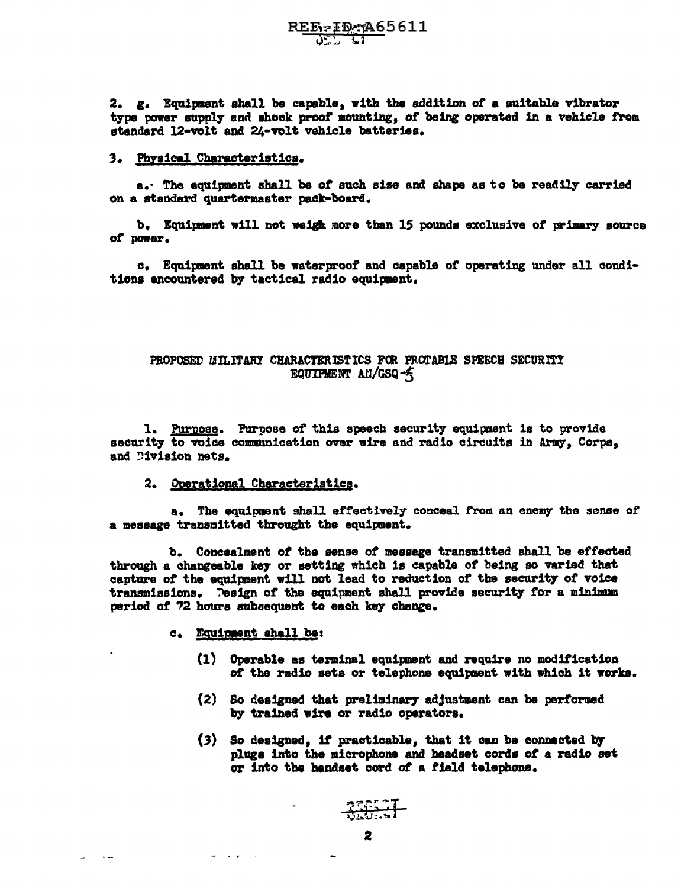2. g. Equipment shall be capable, with the addition of a suitable vibrator type power supply and shock proof mounting, of being operated in a vehicle from standard 12-volt and 24-volt vehicle batteries.

3. Physical Characteristics.

a. The equipment shall be of such size and shape as to be readily carried on a standard quartermaster pack-board.

b. Equipment will not weigh more than 15 pounds exclusive of primary source of power.

c. Equipment shall be waterproof and capable of operating under all conditions encountered by tactical radio equipment.

PROPOSED MILITARY CHARACTERISTICS FOR PROTABLE SPEECH SECURITY EQUIPMENT AN/GSQ-5

1. Purpose. Purpose of this speech security equipment is to provide security to voice communication over wire and radio circuits in Army, Corps, and Division nets.

2. Operational Characteristics.

a. The equipment shall effectively conceal from an enemy the sense of a message transmitted throught the equipment.

b. Concealment of the sense of message transmitted shall be effected through a changeable key or setting which is capable of being so varied that capture of the equipment will not lead to reduction of the security of voice transmissions. Design of the equipment shall provide security for a minimum period of 72 hours subsequent to each key change.

c. Equipment shall be:

(1) Operable as terminal equipment and require no modification of the radio sets or telephone equipment with which it works.

(2) So designed that preliminary adjustment can be performed by trained wire or radio operators.

(3) So designed, if practicable, that it can be connected by plugs into the microphone and headset cords of a radio set or into the handset cord of a field telephone.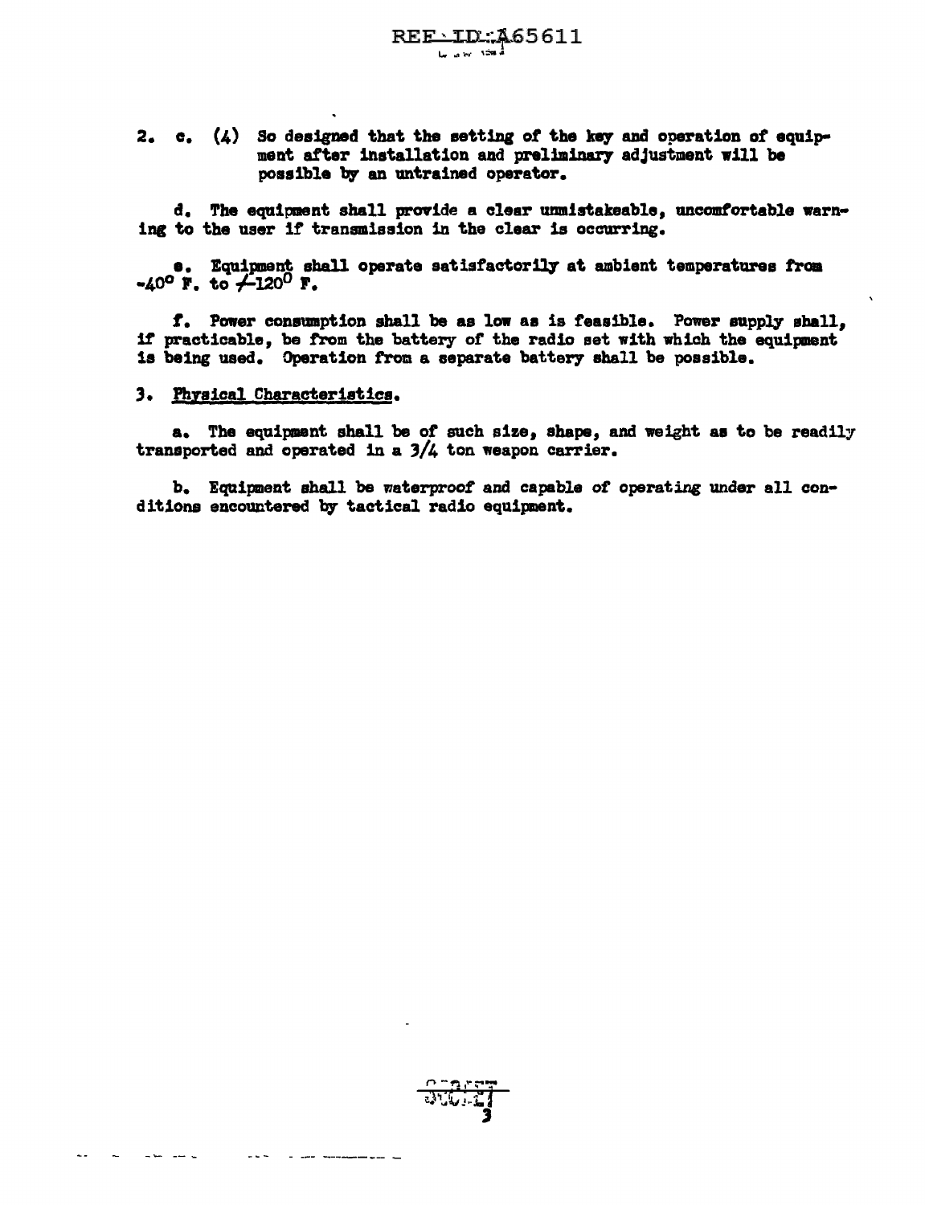2. c. (4) So designed that the setting of the key and operation of equipment after installation and preliminary adjustment will be possible by an untrained operator.

d. The equipment shall provide a clear unmistakeable, uncomfortable warning to the user if transmission in the clear is occurring.

e. Equipment shall operate satisfactorily at ambient temperatures from $-40^{\circ}$ F. to $+120^{\circ}$ F.

f. Power consumption shall be as low as is feasible. Power supply shall, if practicable, be from the battery of the radio set with which the equipment is being used. Operation from a separate battery shall be possible.

3. Physical Characteristics.

a. The equipment shall be of such size, shape, and weight as to be readily transported and operated in a 3/4 ton weapon carrier.

b. Equipment shall be waterproof and capable of operating under all conditions encountered by tactical radio equipment.

SECRET